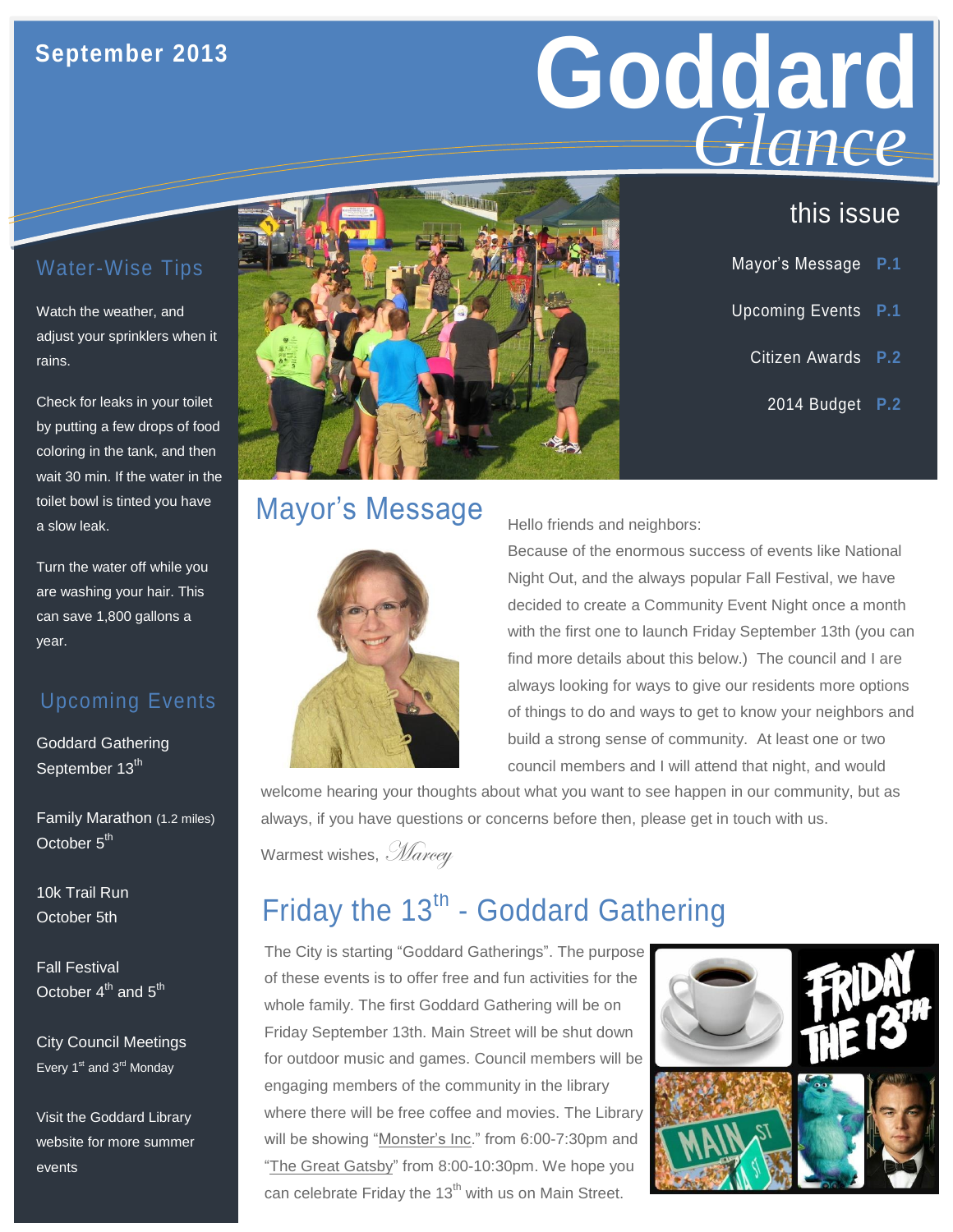September 2013

# Goddard *Glance*

## this issue

- Mayor's Message P.1
- Upcoming Events P.1
- Citizen Awards P.2
- 2014 Budget P.2

## Water-Wise Tips

Watch the weather, and adjust your sprinklers when it rains.

Check for leaks in your toilet by putting a few drops of food coloring in the tank, and then wait 30 min. If the water in the toilet bowl is tinted you have a slow leak.

Turn the water off while you are washing your hair. This can save 1,800 gallons a year.

## Upcoming Events

Goddard Gathering
September 13th

Family Marathon (1.2 miles)
October 5th

10k Trail Run
October 5th

Fall Festival
October 4th and 5th

City Council Meetings
Every 1st and 3rd Monday

Visit the Goddard Library website for more summer events

## Mayor's Message

Hello friends and neighbors:

Because of the enormous success of events like National Night Out, and the always popular Fall Festival, we have decided to create a Community Event Night once a month with the first one to launch Friday September 13th (you can find more details about this below.) The council and I are always looking for ways to give our residents more options of things to do and ways to get to know your neighbors and build a strong sense of community. At least one or two council members and I will attend that night, and would welcome hearing your thoughts about what you want to see happen in our community, but as always, if you have questions or concerns before then, please get in touch with us.

Warmest wishes, *Marcey*

## Friday the 13th - Goddard Gathering

The City is starting "Goddard Gatherings". The purpose of these events is to offer free and fun activities for the whole family. The first Goddard Gathering will be on Friday September 13th. Main Street will be shut down for outdoor music and games. Council members will be engaging members of the community in the library where there will be free coffee and movies. The Library will be showing "Monster's Inc." from 6:00-7:30pm and "The Great Gatsby" from 8:00-10:30pm. We hope you can celebrate Friday the 13th with us on Main Street.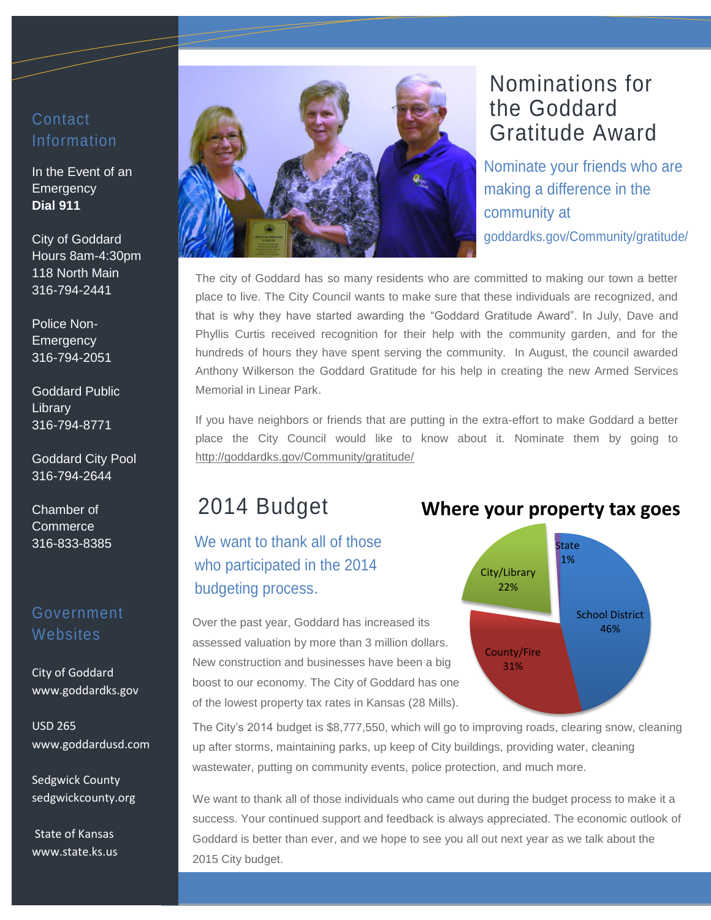## Contact Information

In the Event of an Emergency
**Dial 911**

City of Goddard
Hours 8am-4:30pm
118 North Main
316-794-2441

Police Non-Emergency
316-794-2051

Goddard Public Library
316-794-8771

Goddard City Pool
316-794-2644

Chamber of Commerce
316-833-8385

## Government Websites

City of Goddard
www.goddardks.gov

USD 265
www.goddardusd.com

Sedgwick County
sedgwickcounty.org

State of Kansas
www.state.ks.us

# Nominations for the Goddard Gratitude Award

Nominate your friends who are making a difference in the community at goddardks.gov/Community/gratitude/

The city of Goddard has so many residents who are committed to making our town a better place to live. The City Council wants to make sure that these individuals are recognized, and that is why they have started awarding the "Goddard Gratitude Award". In July, Dave and Phyllis Curtis received recognition for their help with the community garden, and for the hundreds of hours they have spent serving the community. In August, the council awarded Anthony Wilkerson the Goddard Gratitude for his help in creating the new Armed Services Memorial in Linear Park.

If you have neighbors or friends that are putting in the extra-effort to make Goddard a better place the City Council would like to know about it. Nominate them by going to http://goddardks.gov/Community/gratitude/

# 2014 Budget

We want to thank all of those who participated in the 2014 budgeting process.

**Where your property tax goes**

State
1%

City/Library
22%

School District
46%

County/Fire
31%

Over the past year, Goddard has increased its assessed valuation by more than 3 million dollars. New construction and businesses have been a big boost to our economy. The City of Goddard has one of the lowest property tax rates in Kansas (28 Mills).

The City's 2014 budget is $8,777,550, which will go to improving roads, clearing snow, cleaning up after storms, maintaining parks, up keep of City buildings, providing water, cleaning wastewater, putting on community events, police protection, and much more.

We want to thank all of those individuals who came out during the budget process to make it a success. Your continued support and feedback is always appreciated. The economic outlook of Goddard is better than ever, and we hope to see you all out next year as we talk about the 2015 City budget.